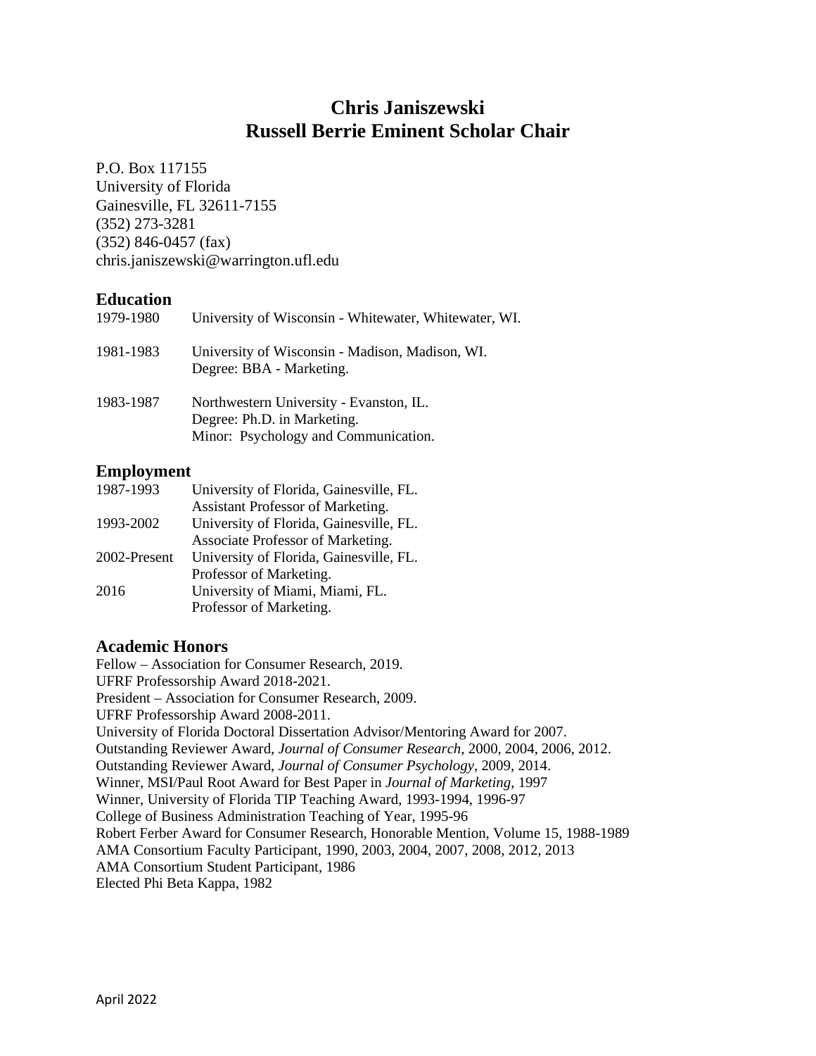# Chris Janiszewski
# Russell Berrie Eminent Scholar Chair

P.O. Box 117155
University of Florida
Gainesville, FL 32611-7155
(352) 273-3281
(352) 846-0457 (fax)
chris.janiszewski@warrington.ufl.edu

## Education

| | |
|---|---|
| 1979-1980 | University of Wisconsin - Whitewater, Whitewater, WI. |
| 1981-1983 | University of Wisconsin - Madison, Madison, WI.<br>Degree: BBA - Marketing. |
| 1983-1987 | Northwestern University - Evanston, IL.<br>Degree: Ph.D. in Marketing.<br>Minor: Psychology and Communication. |

## Employment

| | |
|---|---|
| 1987-1993 | University of Florida, Gainesville, FL.<br>Assistant Professor of Marketing. |
| 1993-2002 | University of Florida, Gainesville, FL.<br>Associate Professor of Marketing. |
| 2002-Present | University of Florida, Gainesville, FL.<br>Professor of Marketing. |
| 2016 | University of Miami, Miami, FL.<br>Professor of Marketing. |

## Academic Honors

Fellow – Association for Consumer Research, 2019.
UFRF Professorship Award 2018-2021.
President – Association for Consumer Research, 2009.
UFRF Professorship Award 2008-2011.
University of Florida Doctoral Dissertation Advisor/Mentoring Award for 2007.
Outstanding Reviewer Award, *Journal of Consumer Research*, 2000, 2004, 2006, 2012.
Outstanding Reviewer Award, *Journal of Consumer Psychology*, 2009, 2014.
Winner, MSI/Paul Root Award for Best Paper in *Journal of Marketing*, 1997
Winner, University of Florida TIP Teaching Award, 1993-1994, 1996-97
College of Business Administration Teaching of Year, 1995-96
Robert Ferber Award for Consumer Research, Honorable Mention, Volume 15, 1988-1989
AMA Consortium Faculty Participant, 1990, 2003, 2004, 2007, 2008, 2012, 2013
AMA Consortium Student Participant, 1986
Elected Phi Beta Kappa, 1982

April 2022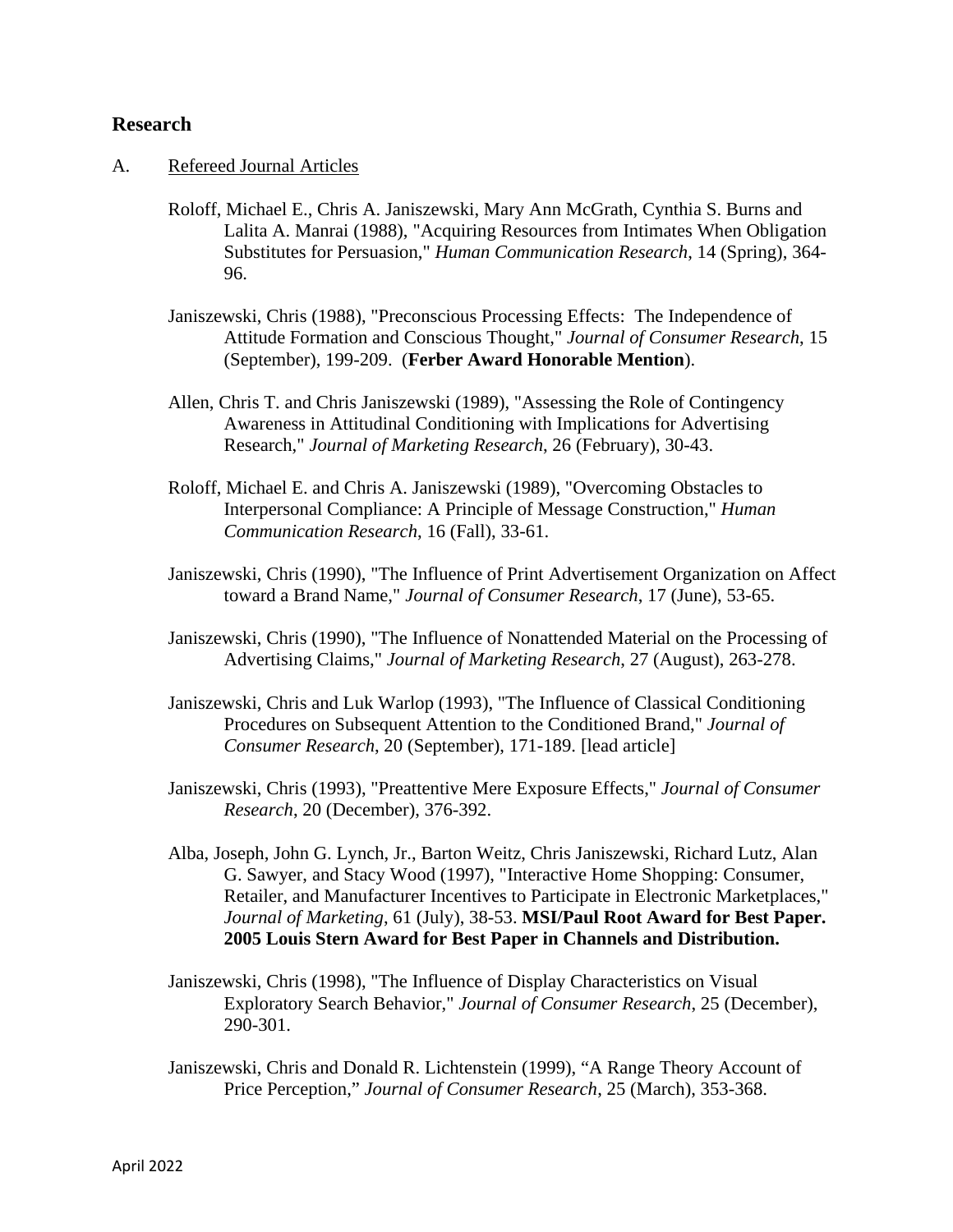## Research

A. Refereed Journal Articles

Roloff, Michael E., Chris A. Janiszewski, Mary Ann McGrath, Cynthia S. Burns and Lalita A. Manrai (1988), "Acquiring Resources from Intimates When Obligation Substitutes for Persuasion," *Human Communication Research*, 14 (Spring), 364-96.

Janiszewski, Chris (1988), "Preconscious Processing Effects: The Independence of Attitude Formation and Conscious Thought," *Journal of Consumer Research*, 15 (September), 199-209. (**Ferber Award Honorable Mention**).

Allen, Chris T. and Chris Janiszewski (1989), "Assessing the Role of Contingency Awareness in Attitudinal Conditioning with Implications for Advertising Research," *Journal of Marketing Research*, 26 (February), 30-43.

Roloff, Michael E. and Chris A. Janiszewski (1989), "Overcoming Obstacles to Interpersonal Compliance: A Principle of Message Construction," *Human Communication Research*, 16 (Fall), 33-61.

Janiszewski, Chris (1990), "The Influence of Print Advertisement Organization on Affect toward a Brand Name," *Journal of Consumer Research*, 17 (June), 53-65.

Janiszewski, Chris (1990), "The Influence of Nonattended Material on the Processing of Advertising Claims," *Journal of Marketing Research*, 27 (August), 263-278.

Janiszewski, Chris and Luk Warlop (1993), "The Influence of Classical Conditioning Procedures on Subsequent Attention to the Conditioned Brand," *Journal of Consumer Research*, 20 (September), 171-189. [lead article]

Janiszewski, Chris (1993), "Preattentive Mere Exposure Effects," *Journal of Consumer Research*, 20 (December), 376-392.

Alba, Joseph, John G. Lynch, Jr., Barton Weitz, Chris Janiszewski, Richard Lutz, Alan G. Sawyer, and Stacy Wood (1997), "Interactive Home Shopping: Consumer, Retailer, and Manufacturer Incentives to Participate in Electronic Marketplaces," *Journal of Marketing*, 61 (July), 38-53. **MSI/Paul Root Award for Best Paper. 2005 Louis Stern Award for Best Paper in Channels and Distribution.**

Janiszewski, Chris (1998), "The Influence of Display Characteristics on Visual Exploratory Search Behavior," *Journal of Consumer Research*, 25 (December), 290-301.

Janiszewski, Chris and Donald R. Lichtenstein (1999), "A Range Theory Account of Price Perception," *Journal of Consumer Research*, 25 (March), 353-368.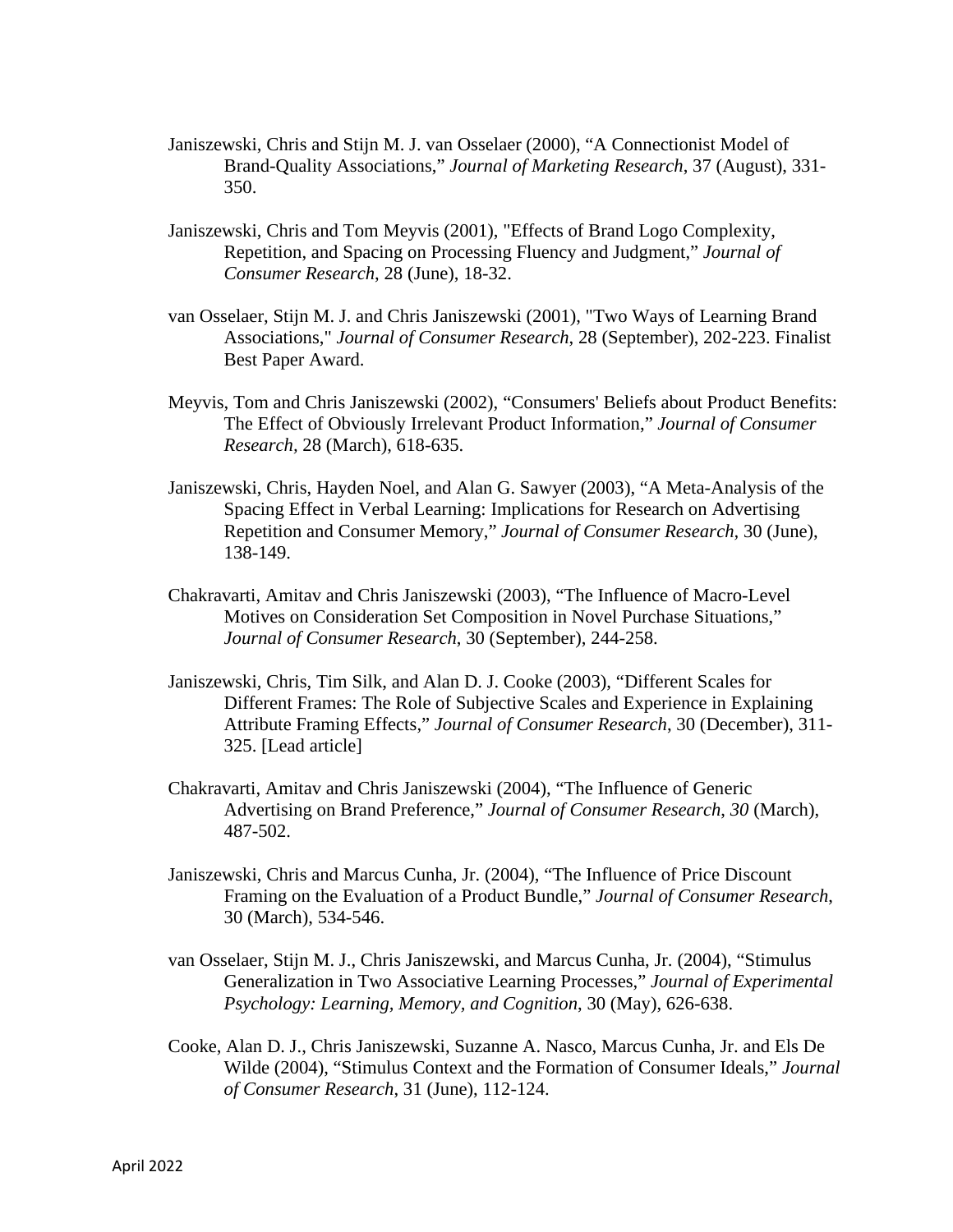Janiszewski, Chris and Stijn M. J. van Osselaer (2000), "A Connectionist Model of Brand-Quality Associations," *Journal of Marketing Research*, 37 (August), 331-350.

Janiszewski, Chris and Tom Meyvis (2001), "Effects of Brand Logo Complexity, Repetition, and Spacing on Processing Fluency and Judgment," *Journal of Consumer Research*, 28 (June), 18-32.

van Osselaer, Stijn M. J. and Chris Janiszewski (2001), "Two Ways of Learning Brand Associations," *Journal of Consumer Research*, 28 (September), 202-223. Finalist Best Paper Award.

Meyvis, Tom and Chris Janiszewski (2002), "Consumers' Beliefs about Product Benefits: The Effect of Obviously Irrelevant Product Information," *Journal of Consumer Research*, 28 (March), 618-635.

Janiszewski, Chris, Hayden Noel, and Alan G. Sawyer (2003), "A Meta-Analysis of the Spacing Effect in Verbal Learning: Implications for Research on Advertising Repetition and Consumer Memory," *Journal of Consumer Research*, 30 (June), 138-149.

Chakravarti, Amitav and Chris Janiszewski (2003), "The Influence of Macro-Level Motives on Consideration Set Composition in Novel Purchase Situations," *Journal of Consumer Research*, 30 (September), 244-258.

Janiszewski, Chris, Tim Silk, and Alan D. J. Cooke (2003), "Different Scales for Different Frames: The Role of Subjective Scales and Experience in Explaining Attribute Framing Effects," *Journal of Consumer Research*, 30 (December), 311-325. [Lead article]

Chakravarti, Amitav and Chris Janiszewski (2004), "The Influence of Generic Advertising on Brand Preference," *Journal of Consumer Research*, *30* (March), 487-502.

Janiszewski, Chris and Marcus Cunha, Jr. (2004), "The Influence of Price Discount Framing on the Evaluation of a Product Bundle," *Journal of Consumer Research*, 30 (March), 534-546.

van Osselaer, Stijn M. J., Chris Janiszewski, and Marcus Cunha, Jr. (2004), "Stimulus Generalization in Two Associative Learning Processes," *Journal of Experimental Psychology: Learning, Memory, and Cognition*, 30 (May), 626-638.

Cooke, Alan D. J., Chris Janiszewski, Suzanne A. Nasco, Marcus Cunha, Jr. and Els De Wilde (2004), "Stimulus Context and the Formation of Consumer Ideals," *Journal of Consumer Research*, 31 (June), 112-124.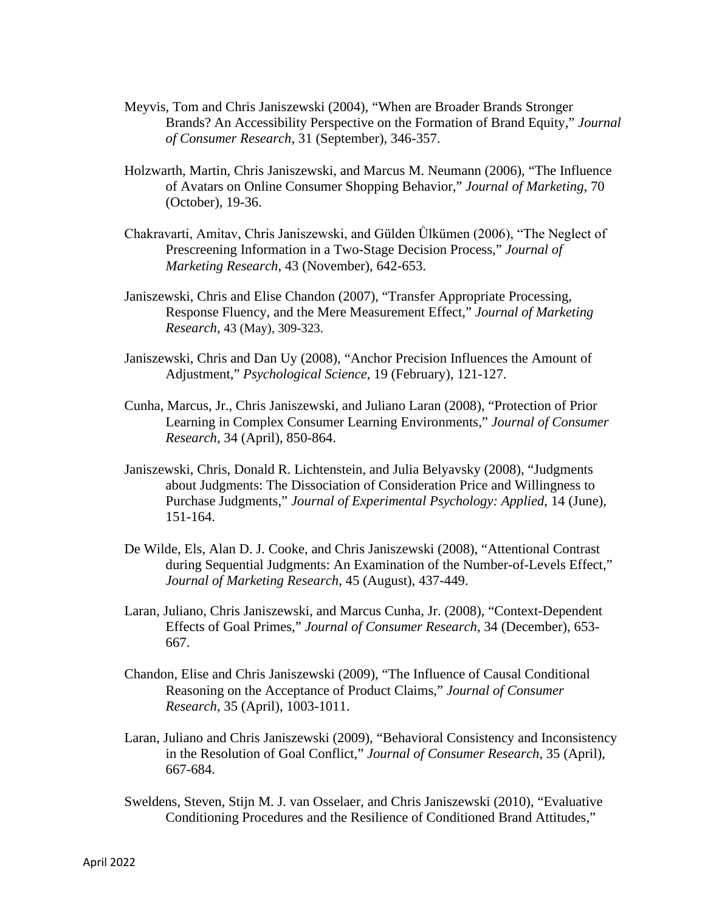Meyvis, Tom and Chris Janiszewski (2004), "When are Broader Brands Stronger Brands? An Accessibility Perspective on the Formation of Brand Equity," *Journal of Consumer Research*, 31 (September), 346-357.

Holzwarth, Martin, Chris Janiszewski, and Marcus M. Neumann (2006), "The Influence of Avatars on Online Consumer Shopping Behavior," *Journal of Marketing*, 70 (October), 19-36.

Chakravarti, Amitav, Chris Janiszewski, and Gülden Ülkümen (2006), "The Neglect of Prescreening Information in a Two-Stage Decision Process," *Journal of Marketing Research*, 43 (November), 642-653.

Janiszewski, Chris and Elise Chandon (2007), "Transfer Appropriate Processing, Response Fluency, and the Mere Measurement Effect," *Journal of Marketing Research*, 43 (May), 309-323.

Janiszewski, Chris and Dan Uy (2008), "Anchor Precision Influences the Amount of Adjustment," *Psychological Science*, 19 (February), 121-127.

Cunha, Marcus, Jr., Chris Janiszewski, and Juliano Laran (2008), "Protection of Prior Learning in Complex Consumer Learning Environments," *Journal of Consumer Research*, 34 (April), 850-864.

Janiszewski, Chris, Donald R. Lichtenstein, and Julia Belyavsky (2008), "Judgments about Judgments: The Dissociation of Consideration Price and Willingness to Purchase Judgments," *Journal of Experimental Psychology: Applied*, 14 (June), 151-164.

De Wilde, Els, Alan D. J. Cooke, and Chris Janiszewski (2008), "Attentional Contrast during Sequential Judgments: An Examination of the Number-of-Levels Effect," *Journal of Marketing Research*, 45 (August), 437-449.

Laran, Juliano, Chris Janiszewski, and Marcus Cunha, Jr. (2008), "Context-Dependent Effects of Goal Primes," *Journal of Consumer Research*, 34 (December), 653-667.

Chandon, Elise and Chris Janiszewski (2009), "The Influence of Causal Conditional Reasoning on the Acceptance of Product Claims," *Journal of Consumer Research*, 35 (April), 1003-1011.

Laran, Juliano and Chris Janiszewski (2009), "Behavioral Consistency and Inconsistency in the Resolution of Goal Conflict," *Journal of Consumer Research*, 35 (April), 667-684.

Sweldens, Steven, Stijn M. J. van Osselaer, and Chris Janiszewski (2010), "Evaluative Conditioning Procedures and the Resilience of Conditioned Brand Attitudes,"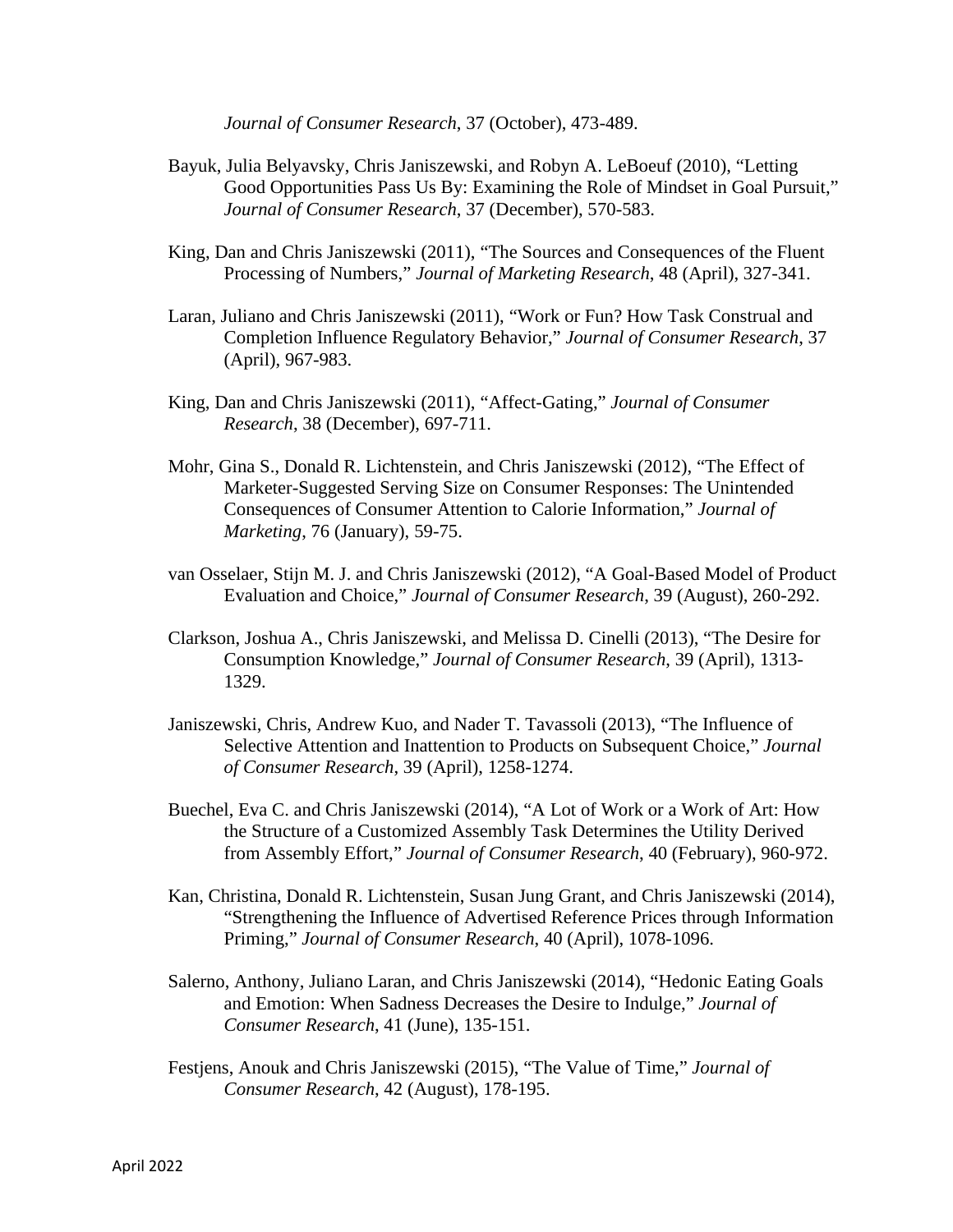*Journal of Consumer Research*, 37 (October), 473-489.

Bayuk, Julia Belyavsky, Chris Janiszewski, and Robyn A. LeBoeuf (2010), "Letting Good Opportunities Pass Us By: Examining the Role of Mindset in Goal Pursuit," *Journal of Consumer Research*, 37 (December), 570-583.

King, Dan and Chris Janiszewski (2011), "The Sources and Consequences of the Fluent Processing of Numbers," *Journal of Marketing Research*, 48 (April), 327-341.

Laran, Juliano and Chris Janiszewski (2011), "Work or Fun? How Task Construal and Completion Influence Regulatory Behavior," *Journal of Consumer Research*, 37 (April), 967-983.

King, Dan and Chris Janiszewski (2011), "Affect-Gating," *Journal of Consumer Research*, 38 (December), 697-711.

Mohr, Gina S., Donald R. Lichtenstein, and Chris Janiszewski (2012), "The Effect of Marketer-Suggested Serving Size on Consumer Responses: The Unintended Consequences of Consumer Attention to Calorie Information," *Journal of Marketing*, 76 (January), 59-75.

van Osselaer, Stijn M. J. and Chris Janiszewski (2012), "A Goal-Based Model of Product Evaluation and Choice," *Journal of Consumer Research*, 39 (August), 260-292.

Clarkson, Joshua A., Chris Janiszewski, and Melissa D. Cinelli (2013), "The Desire for Consumption Knowledge," *Journal of Consumer Research*, 39 (April), 1313-1329.

Janiszewski, Chris, Andrew Kuo, and Nader T. Tavassoli (2013), "The Influence of Selective Attention and Inattention to Products on Subsequent Choice," *Journal of Consumer Research*, 39 (April), 1258-1274.

Buechel, Eva C. and Chris Janiszewski (2014), "A Lot of Work or a Work of Art: How the Structure of a Customized Assembly Task Determines the Utility Derived from Assembly Effort," *Journal of Consumer Research*, 40 (February), 960-972.

Kan, Christina, Donald R. Lichtenstein, Susan Jung Grant, and Chris Janiszewski (2014), "Strengthening the Influence of Advertised Reference Prices through Information Priming," *Journal of Consumer Research*, 40 (April), 1078-1096.

Salerno, Anthony, Juliano Laran, and Chris Janiszewski (2014), "Hedonic Eating Goals and Emotion: When Sadness Decreases the Desire to Indulge," *Journal of Consumer Research*, 41 (June), 135-151.

Festjens, Anouk and Chris Janiszewski (2015), "The Value of Time," *Journal of Consumer Research*, 42 (August), 178-195.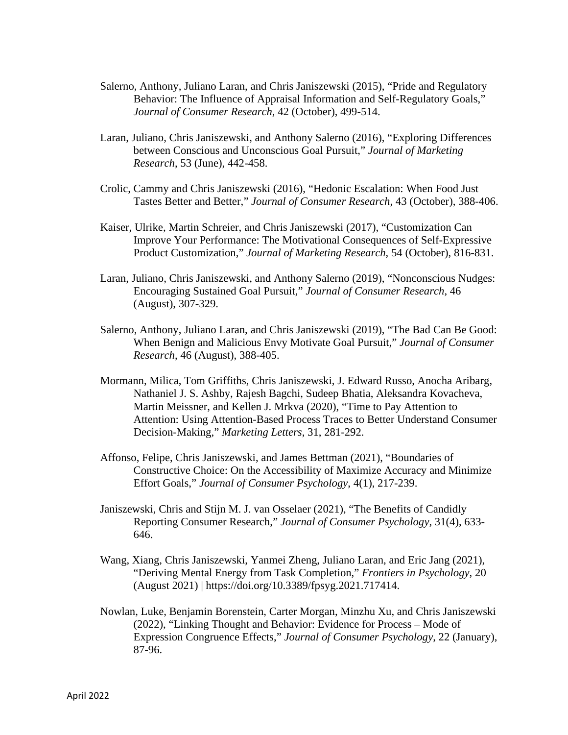Salerno, Anthony, Juliano Laran, and Chris Janiszewski (2015), "Pride and Regulatory Behavior: The Influence of Appraisal Information and Self-Regulatory Goals," *Journal of Consumer Research*, 42 (October), 499-514.

Laran, Juliano, Chris Janiszewski, and Anthony Salerno (2016), "Exploring Differences between Conscious and Unconscious Goal Pursuit," *Journal of Marketing Research*, 53 (June), 442-458.

Crolic, Cammy and Chris Janiszewski (2016), "Hedonic Escalation: When Food Just Tastes Better and Better," *Journal of Consumer Research*, 43 (October), 388-406.

Kaiser, Ulrike, Martin Schreier, and Chris Janiszewski (2017), "Customization Can Improve Your Performance: The Motivational Consequences of Self-Expressive Product Customization," *Journal of Marketing Research*, 54 (October), 816-831.

Laran, Juliano, Chris Janiszewski, and Anthony Salerno (2019), "Nonconscious Nudges: Encouraging Sustained Goal Pursuit," *Journal of Consumer Research*, 46 (August), 307-329.

Salerno, Anthony, Juliano Laran, and Chris Janiszewski (2019), "The Bad Can Be Good: When Benign and Malicious Envy Motivate Goal Pursuit," *Journal of Consumer Research*, 46 (August), 388-405.

Mormann, Milica, Tom Griffiths, Chris Janiszewski, J. Edward Russo, Anocha Aribarg, Nathaniel J. S. Ashby, Rajesh Bagchi, Sudeep Bhatia, Aleksandra Kovacheva, Martin Meissner, and Kellen J. Mrkva (2020), "Time to Pay Attention to Attention: Using Attention-Based Process Traces to Better Understand Consumer Decision-Making," *Marketing Letters*, 31, 281-292.

Affonso, Felipe, Chris Janiszewski, and James Bettman (2021), "Boundaries of Constructive Choice: On the Accessibility of Maximize Accuracy and Minimize Effort Goals," *Journal of Consumer Psychology*, 4(1), 217-239.

Janiszewski, Chris and Stijn M. J. van Osselaer (2021), "The Benefits of Candidly Reporting Consumer Research," *Journal of Consumer Psychology*, 31(4), 633-646.

Wang, Xiang, Chris Janiszewski, Yanmei Zheng, Juliano Laran, and Eric Jang (2021), "Deriving Mental Energy from Task Completion," *Frontiers in Psychology*, 20 (August 2021) | https://doi.org/10.3389/fpsyg.2021.717414.

Nowlan, Luke, Benjamin Borenstein, Carter Morgan, Minzhu Xu, and Chris Janiszewski (2022), "Linking Thought and Behavior: Evidence for Process – Mode of Expression Congruence Effects," *Journal of Consumer Psychology*, 22 (January), 87-96.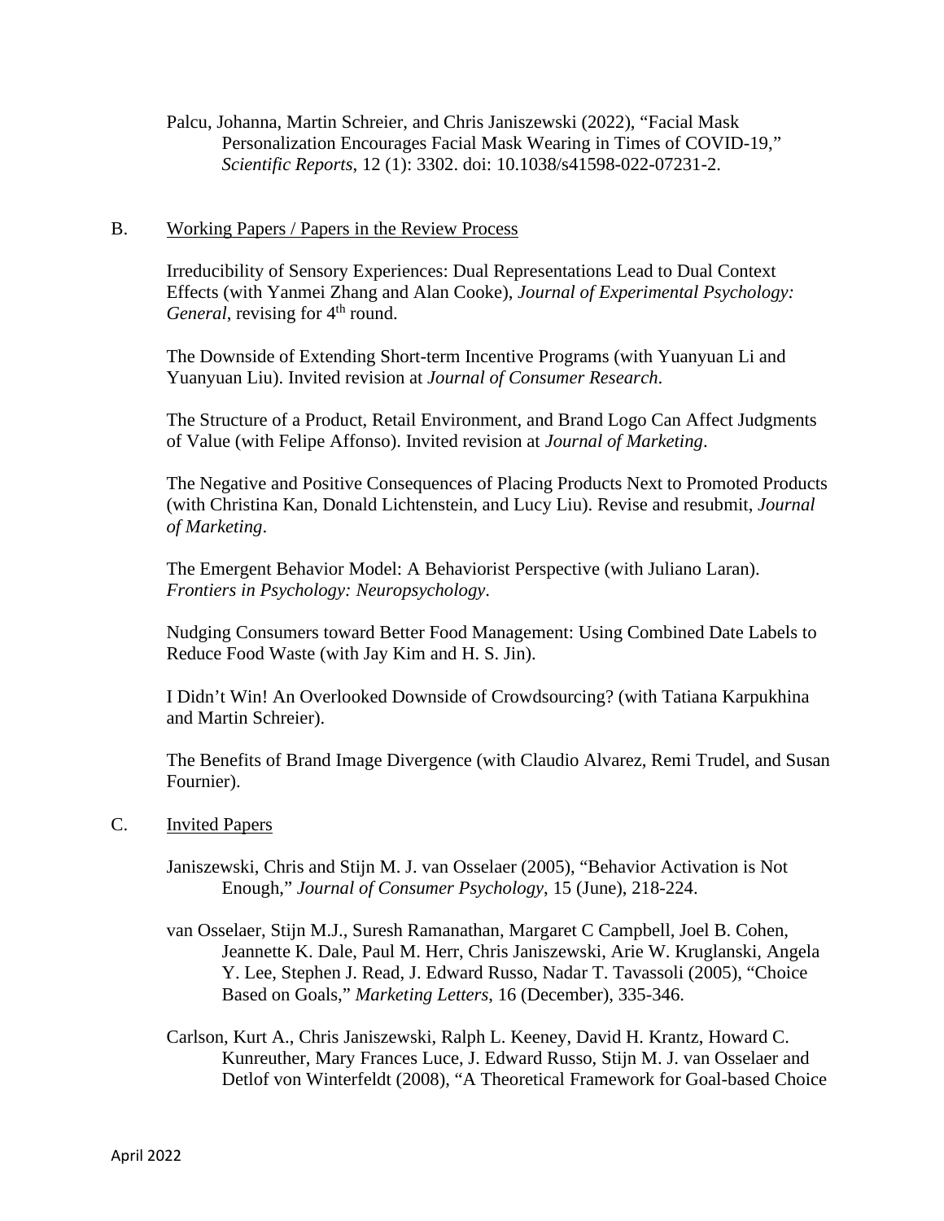Palcu, Johanna, Martin Schreier, and Chris Janiszewski (2022), "Facial Mask Personalization Encourages Facial Mask Wearing in Times of COVID-19," *Scientific Reports*, 12 (1): 3302. doi: 10.1038/s41598-022-07231-2.

B. Working Papers / Papers in the Review Process

Irreducibility of Sensory Experiences: Dual Representations Lead to Dual Context Effects (with Yanmei Zhang and Alan Cooke), *Journal of Experimental Psychology: General*, revising for 4th round.

The Downside of Extending Short-term Incentive Programs (with Yuanyuan Li and Yuanyuan Liu). Invited revision at *Journal of Consumer Research*.

The Structure of a Product, Retail Environment, and Brand Logo Can Affect Judgments of Value (with Felipe Affonso). Invited revision at *Journal of Marketing*.

The Negative and Positive Consequences of Placing Products Next to Promoted Products (with Christina Kan, Donald Lichtenstein, and Lucy Liu). Revise and resubmit, *Journal of Marketing*.

The Emergent Behavior Model: A Behaviorist Perspective (with Juliano Laran). *Frontiers in Psychology: Neuropsychology*.

Nudging Consumers toward Better Food Management: Using Combined Date Labels to Reduce Food Waste (with Jay Kim and H. S. Jin).

I Didn't Win! An Overlooked Downside of Crowdsourcing? (with Tatiana Karpukhina and Martin Schreier).

The Benefits of Brand Image Divergence (with Claudio Alvarez, Remi Trudel, and Susan Fournier).

C. Invited Papers

Janiszewski, Chris and Stijn M. J. van Osselaer (2005), "Behavior Activation is Not Enough," *Journal of Consumer Psychology*, 15 (June), 218-224.

van Osselaer, Stijn M.J., Suresh Ramanathan, Margaret C Campbell, Joel B. Cohen, Jeannette K. Dale, Paul M. Herr, Chris Janiszewski, Arie W. Kruglanski, Angela Y. Lee, Stephen J. Read, J. Edward Russo, Nadar T. Tavassoli (2005), "Choice Based on Goals," *Marketing Letters*, 16 (December), 335-346.

Carlson, Kurt A., Chris Janiszewski, Ralph L. Keeney, David H. Krantz, Howard C. Kunreuther, Mary Frances Luce, J. Edward Russo, Stijn M. J. van Osselaer and Detlof von Winterfeldt (2008), "A Theoretical Framework for Goal-based Choice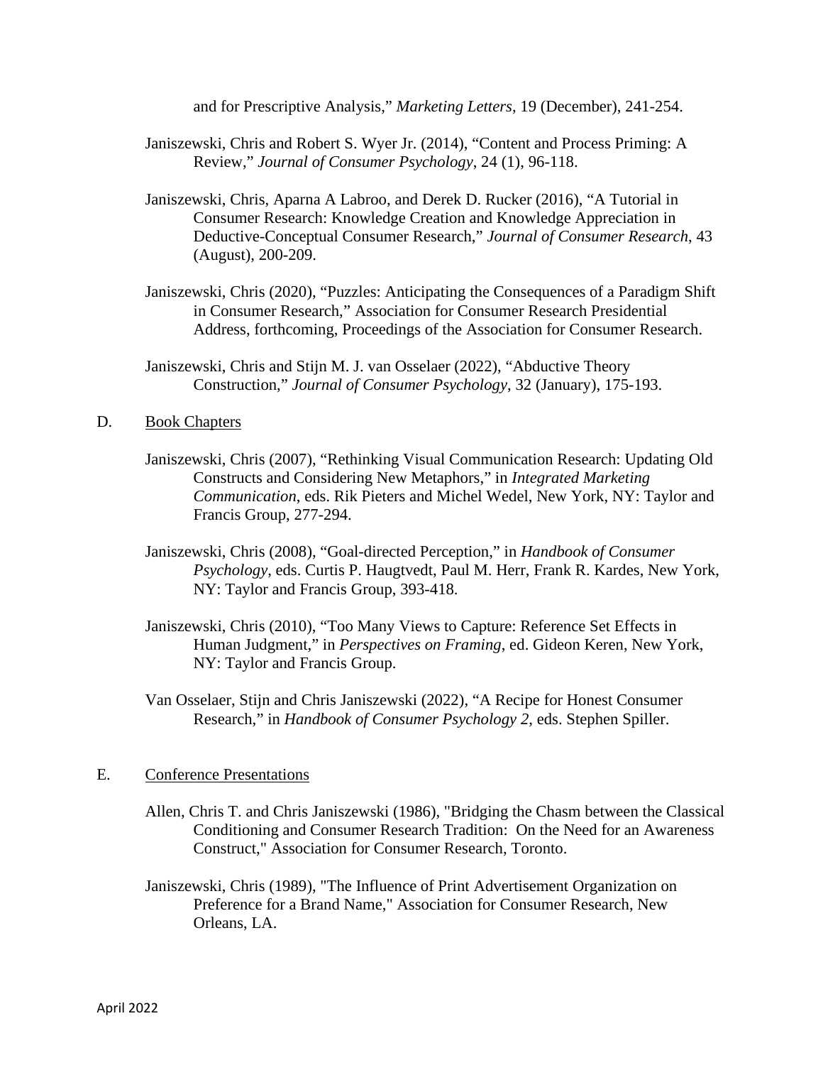and for Prescriptive Analysis," *Marketing Letters*, 19 (December), 241-254.

Janiszewski, Chris and Robert S. Wyer Jr. (2014), "Content and Process Priming: A Review," *Journal of Consumer Psychology*, 24 (1), 96-118.

Janiszewski, Chris, Aparna A Labroo, and Derek D. Rucker (2016), "A Tutorial in Consumer Research: Knowledge Creation and Knowledge Appreciation in Deductive-Conceptual Consumer Research," *Journal of Consumer Research*, 43 (August), 200-209.

Janiszewski, Chris (2020), "Puzzles: Anticipating the Consequences of a Paradigm Shift in Consumer Research," Association for Consumer Research Presidential Address, forthcoming, Proceedings of the Association for Consumer Research.

Janiszewski, Chris and Stijn M. J. van Osselaer (2022), "Abductive Theory Construction," *Journal of Consumer Psychology*, 32 (January), 175-193.

D. Book Chapters

Janiszewski, Chris (2007), "Rethinking Visual Communication Research: Updating Old Constructs and Considering New Metaphors," in *Integrated Marketing Communication*, eds. Rik Pieters and Michel Wedel, New York, NY: Taylor and Francis Group, 277-294.

Janiszewski, Chris (2008), "Goal-directed Perception," in *Handbook of Consumer Psychology*, eds. Curtis P. Haugtvedt, Paul M. Herr, Frank R. Kardes, New York, NY: Taylor and Francis Group, 393-418.

Janiszewski, Chris (2010), "Too Many Views to Capture: Reference Set Effects in Human Judgment," in *Perspectives on Framing*, ed. Gideon Keren, New York, NY: Taylor and Francis Group.

Van Osselaer, Stijn and Chris Janiszewski (2022), "A Recipe for Honest Consumer Research," in *Handbook of Consumer Psychology 2*, eds. Stephen Spiller.

E. Conference Presentations

Allen, Chris T. and Chris Janiszewski (1986), "Bridging the Chasm between the Classical Conditioning and Consumer Research Tradition: On the Need for an Awareness Construct," Association for Consumer Research, Toronto.

Janiszewski, Chris (1989), "The Influence of Print Advertisement Organization on Preference for a Brand Name," Association for Consumer Research, New Orleans, LA.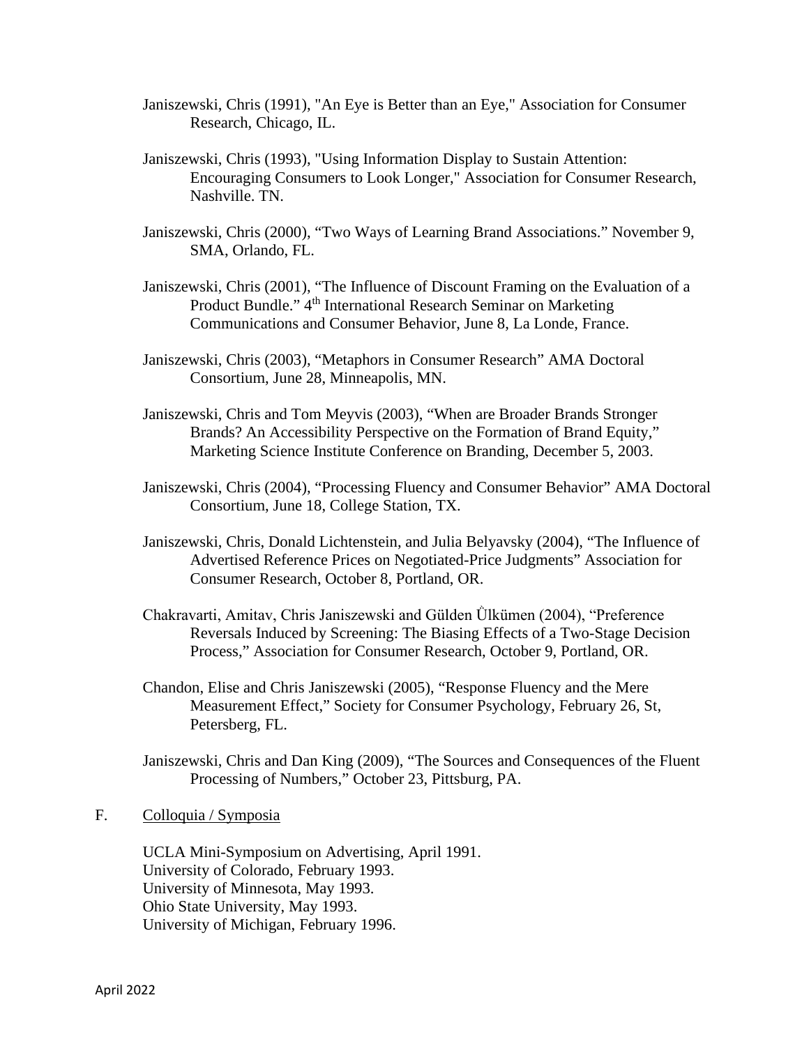Janiszewski, Chris (1991), "An Eye is Better than an Eye," Association for Consumer Research, Chicago, IL.

Janiszewski, Chris (1993), "Using Information Display to Sustain Attention: Encouraging Consumers to Look Longer," Association for Consumer Research, Nashville. TN.

Janiszewski, Chris (2000), "Two Ways of Learning Brand Associations." November 9, SMA, Orlando, FL.

Janiszewski, Chris (2001), "The Influence of Discount Framing on the Evaluation of a Product Bundle." 4th International Research Seminar on Marketing Communications and Consumer Behavior, June 8, La Londe, France.

Janiszewski, Chris (2003), "Metaphors in Consumer Research" AMA Doctoral Consortium, June 28, Minneapolis, MN.

Janiszewski, Chris and Tom Meyvis (2003), "When are Broader Brands Stronger Brands? An Accessibility Perspective on the Formation of Brand Equity," Marketing Science Institute Conference on Branding, December 5, 2003.

Janiszewski, Chris (2004), "Processing Fluency and Consumer Behavior" AMA Doctoral Consortium, June 18, College Station, TX.

Janiszewski, Chris, Donald Lichtenstein, and Julia Belyavsky (2004), "The Influence of Advertised Reference Prices on Negotiated-Price Judgments" Association for Consumer Research, October 8, Portland, OR.

Chakravarti, Amitav, Chris Janiszewski and Gülden Ülkümen (2004), "Preference Reversals Induced by Screening: The Biasing Effects of a Two-Stage Decision Process," Association for Consumer Research, October 9, Portland, OR.

Chandon, Elise and Chris Janiszewski (2005), "Response Fluency and the Mere Measurement Effect," Society for Consumer Psychology, February 26, St, Petersberg, FL.

Janiszewski, Chris and Dan King (2009), "The Sources and Consequences of the Fluent Processing of Numbers," October 23, Pittsburg, PA.

F. Colloquia / Symposia

UCLA Mini-Symposium on Advertising, April 1991.
University of Colorado, February 1993.
University of Minnesota, May 1993.
Ohio State University, May 1993.
University of Michigan, February 1996.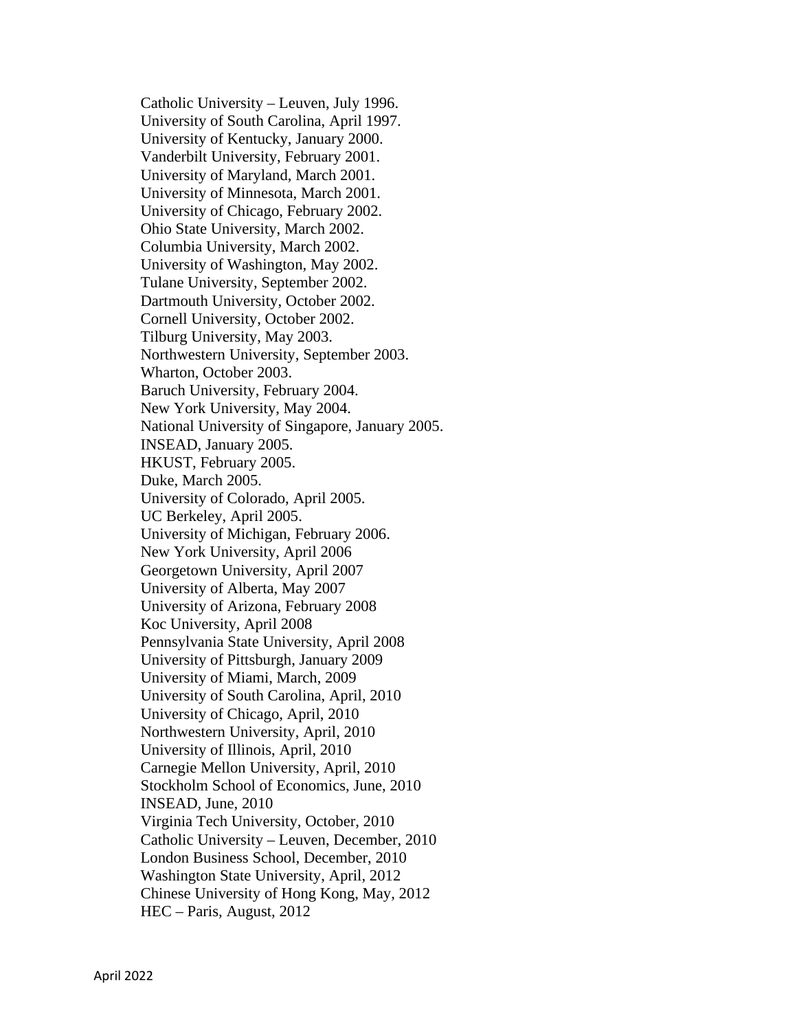Catholic University – Leuven, July 1996.
University of South Carolina, April 1997.
University of Kentucky, January 2000.
Vanderbilt University, February 2001.
University of Maryland, March 2001.
University of Minnesota, March 2001.
University of Chicago, February 2002.
Ohio State University, March 2002.
Columbia University, March 2002.
University of Washington, May 2002.
Tulane University, September 2002.
Dartmouth University, October 2002.
Cornell University, October 2002.
Tilburg University, May 2003.
Northwestern University, September 2003.
Wharton, October 2003.
Baruch University, February 2004.
New York University, May 2004.
National University of Singapore, January 2005.
INSEAD, January 2005.
HKUST, February 2005.
Duke, March 2005.
University of Colorado, April 2005.
UC Berkeley, April 2005.
University of Michigan, February 2006.
New York University, April 2006
Georgetown University, April 2007
University of Alberta, May 2007
University of Arizona, February 2008
Koc University, April 2008
Pennsylvania State University, April 2008
University of Pittsburgh, January 2009
University of Miami, March, 2009
University of South Carolina, April, 2010
University of Chicago, April, 2010
Northwestern University, April, 2010
University of Illinois, April, 2010
Carnegie Mellon University, April, 2010
Stockholm School of Economics, June, 2010
INSEAD, June, 2010
Virginia Tech University, October, 2010
Catholic University – Leuven, December, 2010
London Business School, December, 2010
Washington State University, April, 2012
Chinese University of Hong Kong, May, 2012
HEC – Paris, August, 2012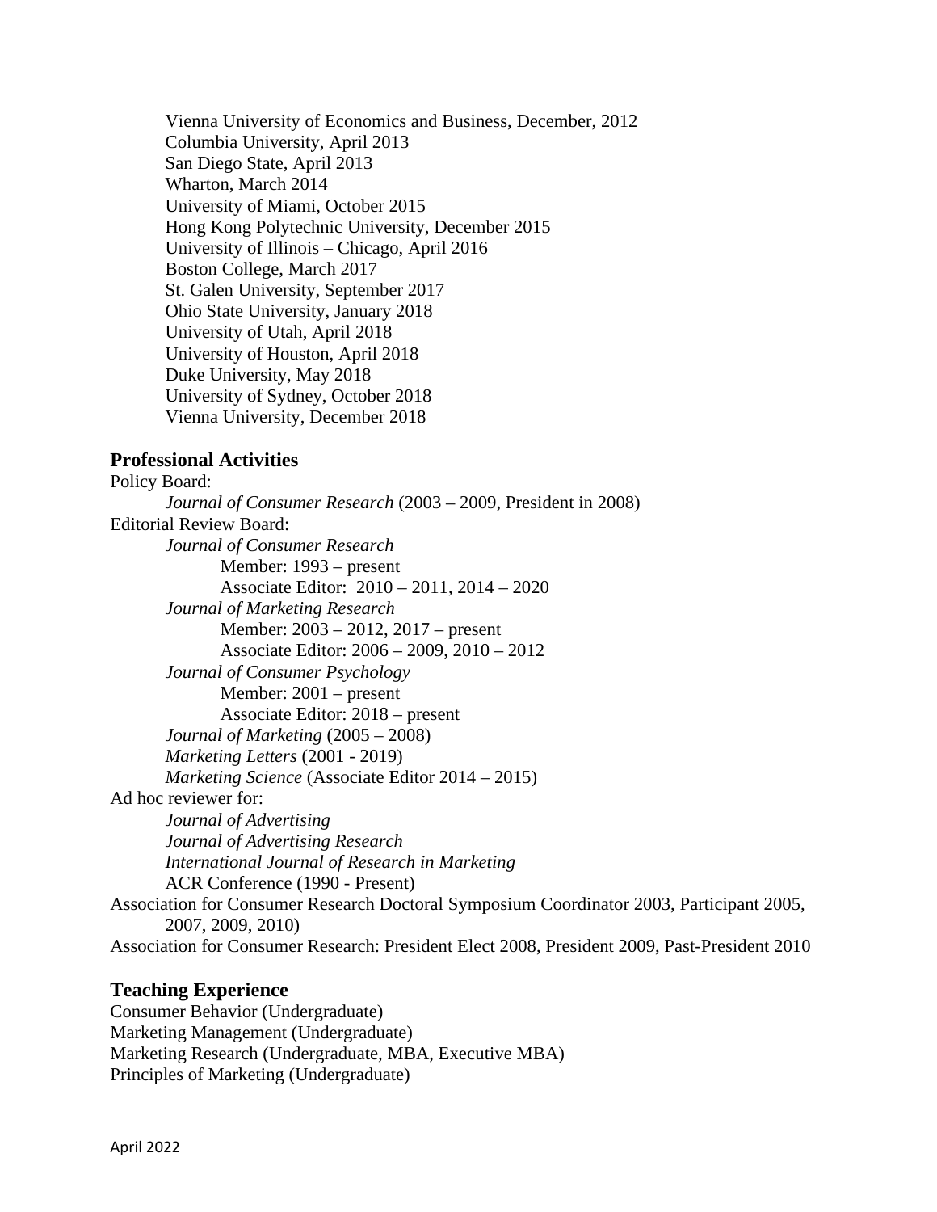Vienna University of Economics and Business, December, 2012
Columbia University, April 2013
San Diego State, April 2013
Wharton, March 2014
University of Miami, October 2015
Hong Kong Polytechnic University, December 2015
University of Illinois – Chicago, April 2016
Boston College, March 2017
St. Galen University, September 2017
Ohio State University, January 2018
University of Utah, April 2018
University of Houston, April 2018
Duke University, May 2018
University of Sydney, October 2018
Vienna University, December 2018

## Professional Activities

Policy Board:
- *Journal of Consumer Research* (2003 – 2009, President in 2008)

Editorial Review Board:
- *Journal of Consumer Research*
  - Member: 1993 – present
  - Associate Editor: 2010 – 2011, 2014 – 2020
- *Journal of Marketing Research*
  - Member: 2003 – 2012, 2017 – present
  - Associate Editor: 2006 – 2009, 2010 – 2012
- *Journal of Consumer Psychology*
  - Member: 2001 – present
  - Associate Editor: 2018 – present
- *Journal of Marketing* (2005 – 2008)
- *Marketing Letters* (2001 - 2019)
- *Marketing Science* (Associate Editor 2014 – 2015)

Ad hoc reviewer for:
- *Journal of Advertising*
- *Journal of Advertising Research*
- *International Journal of Research in Marketing*
- ACR Conference (1990 - Present)

Association for Consumer Research Doctoral Symposium Coordinator 2003, Participant 2005, 2007, 2009, 2010)

Association for Consumer Research: President Elect 2008, President 2009, Past-President 2010

## Teaching Experience

Consumer Behavior (Undergraduate)
Marketing Management (Undergraduate)
Marketing Research (Undergraduate, MBA, Executive MBA)
Principles of Marketing (Undergraduate)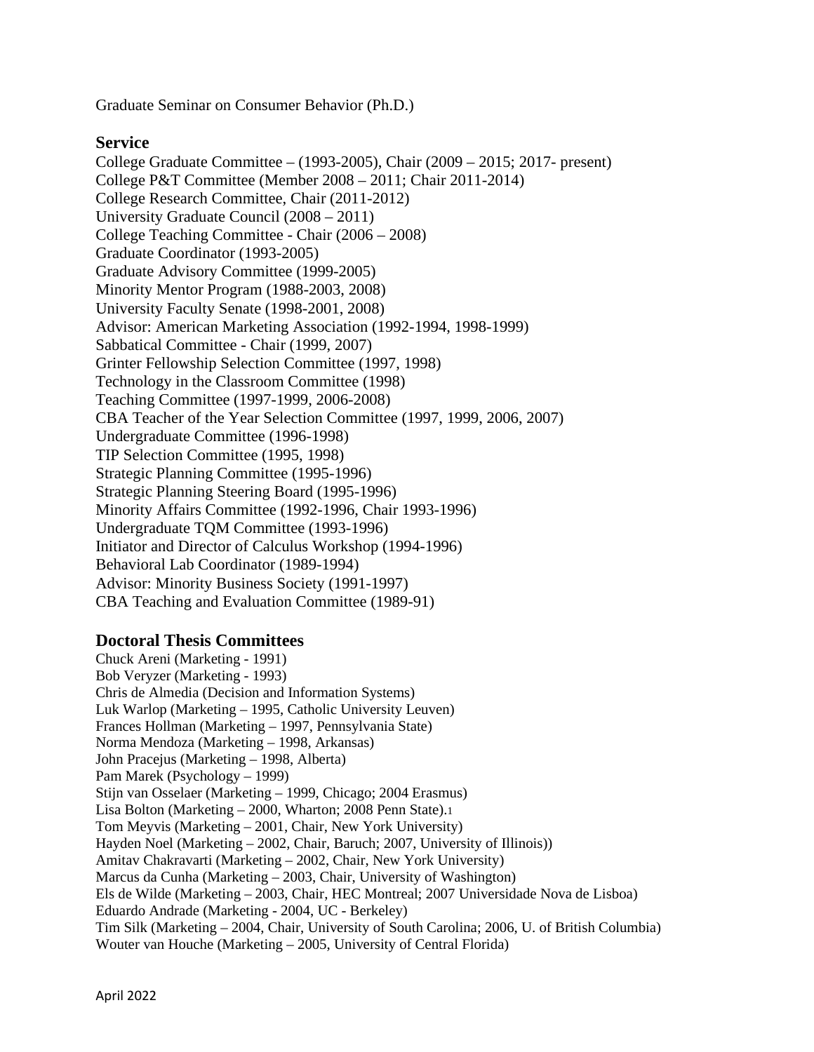Graduate Seminar on Consumer Behavior (Ph.D.)

## Service

College Graduate Committee – (1993-2005), Chair (2009 – 2015; 2017- present)
College P&T Committee (Member 2008 – 2011; Chair 2011-2014)
College Research Committee, Chair (2011-2012)
University Graduate Council (2008 – 2011)
College Teaching Committee - Chair (2006 – 2008)
Graduate Coordinator (1993-2005)
Graduate Advisory Committee (1999-2005)
Minority Mentor Program (1988-2003, 2008)
University Faculty Senate (1998-2001, 2008)
Advisor: American Marketing Association (1992-1994, 1998-1999)
Sabbatical Committee - Chair (1999, 2007)
Grinter Fellowship Selection Committee (1997, 1998)
Technology in the Classroom Committee (1998)
Teaching Committee (1997-1999, 2006-2008)
CBA Teacher of the Year Selection Committee (1997, 1999, 2006, 2007)
Undergraduate Committee (1996-1998)
TIP Selection Committee (1995, 1998)
Strategic Planning Committee (1995-1996)
Strategic Planning Steering Board (1995-1996)
Minority Affairs Committee (1992-1996, Chair 1993-1996)
Undergraduate TQM Committee (1993-1996)
Initiator and Director of Calculus Workshop (1994-1996)
Behavioral Lab Coordinator (1989-1994)
Advisor: Minority Business Society (1991-1997)
CBA Teaching and Evaluation Committee (1989-91)

## Doctoral Thesis Committees

Chuck Areni (Marketing - 1991)
Bob Veryzer (Marketing - 1993)
Chris de Almedia (Decision and Information Systems)
Luk Warlop (Marketing – 1995, Catholic University Leuven)
Frances Hollman (Marketing – 1997, Pennsylvania State)
Norma Mendoza (Marketing – 1998, Arkansas)
John Pracejus (Marketing – 1998, Alberta)
Pam Marek (Psychology – 1999)
Stijn van Osselaer (Marketing – 1999, Chicago; 2004 Erasmus)
Lisa Bolton (Marketing – 2000, Wharton; 2008 Penn State).[1]
Tom Meyvis (Marketing – 2001, Chair, New York University)
Hayden Noel (Marketing – 2002, Chair, Baruch; 2007, University of Illinois))
Amitav Chakravarti (Marketing – 2002, Chair, New York University)
Marcus da Cunha (Marketing – 2003, Chair, University of Washington)
Els de Wilde (Marketing – 2003, Chair, HEC Montreal; 2007 Universidade Nova de Lisboa)
Eduardo Andrade (Marketing - 2004, UC - Berkeley)
Tim Silk (Marketing – 2004, Chair, University of South Carolina; 2006, U. of British Columbia)
Wouter van Houche (Marketing – 2005, University of Central Florida)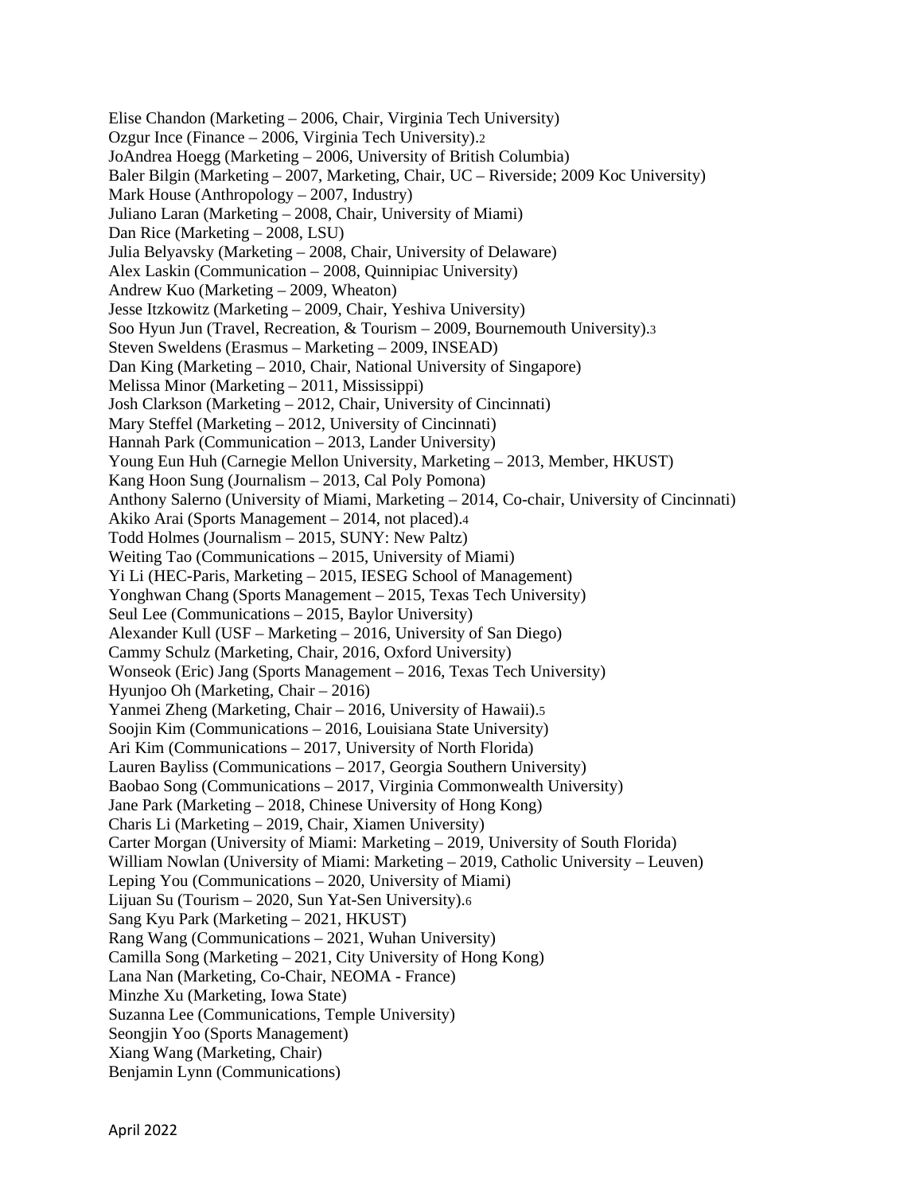Elise Chandon (Marketing – 2006, Chair, Virginia Tech University)
Ozgur Ince (Finance – 2006, Virginia Tech University).[2]
JoAndrea Hoegg (Marketing – 2006, University of British Columbia)
Baler Bilgin (Marketing – 2007, Marketing, Chair, UC – Riverside; 2009 Koc University)
Mark House (Anthropology – 2007, Industry)
Juliano Laran (Marketing – 2008, Chair, University of Miami)
Dan Rice (Marketing – 2008, LSU)
Julia Belyavsky (Marketing – 2008, Chair, University of Delaware)
Alex Laskin (Communication – 2008, Quinnipiac University)
Andrew Kuo (Marketing – 2009, Wheaton)
Jesse Itzkowitz (Marketing – 2009, Chair, Yeshiva University)
Soo Hyun Jun (Travel, Recreation, & Tourism – 2009, Bournemouth University).[3]
Steven Sweldens (Erasmus – Marketing – 2009, INSEAD)
Dan King (Marketing – 2010, Chair, National University of Singapore)
Melissa Minor (Marketing – 2011, Mississippi)
Josh Clarkson (Marketing – 2012, Chair, University of Cincinnati)
Mary Steffel (Marketing – 2012, University of Cincinnati)
Hannah Park (Communication – 2013, Lander University)
Young Eun Huh (Carnegie Mellon University, Marketing – 2013, Member, HKUST)
Kang Hoon Sung (Journalism – 2013, Cal Poly Pomona)
Anthony Salerno (University of Miami, Marketing – 2014, Co-chair, University of Cincinnati)
Akiko Arai (Sports Management – 2014, not placed).[4]
Todd Holmes (Journalism – 2015, SUNY: New Paltz)
Weiting Tao (Communications – 2015, University of Miami)
Yi Li (HEC-Paris, Marketing – 2015, IESEG School of Management)
Yonghwan Chang (Sports Management – 2015, Texas Tech University)
Seul Lee (Communications – 2015, Baylor University)
Alexander Kull (USF – Marketing – 2016, University of San Diego)
Cammy Schulz (Marketing, Chair, 2016, Oxford University)
Wonseok (Eric) Jang (Sports Management – 2016, Texas Tech University)
Hyunjoo Oh (Marketing, Chair – 2016)
Yanmei Zheng (Marketing, Chair – 2016, University of Hawaii).[5]
Soojin Kim (Communications – 2016, Louisiana State University)
Ari Kim (Communications – 2017, University of North Florida)
Lauren Bayliss (Communications – 2017, Georgia Southern University)
Baobao Song (Communications – 2017, Virginia Commonwealth University)
Jane Park (Marketing – 2018, Chinese University of Hong Kong)
Charis Li (Marketing – 2019, Chair, Xiamen University)
Carter Morgan (University of Miami: Marketing – 2019, University of South Florida)
William Nowlan (University of Miami: Marketing – 2019, Catholic University – Leuven)
Leping You (Communications – 2020, University of Miami)
Lijuan Su (Tourism – 2020, Sun Yat-Sen University).[6]
Sang Kyu Park (Marketing – 2021, HKUST)
Rang Wang (Communications – 2021, Wuhan University)
Camilla Song (Marketing – 2021, City University of Hong Kong)
Lana Nan (Marketing, Co-Chair, NEOMA - France)
Minzhe Xu (Marketing, Iowa State)
Suzanna Lee (Communications, Temple University)
Seongjin Yoo (Sports Management)
Xiang Wang (Marketing, Chair)
Benjamin Lynn (Communications)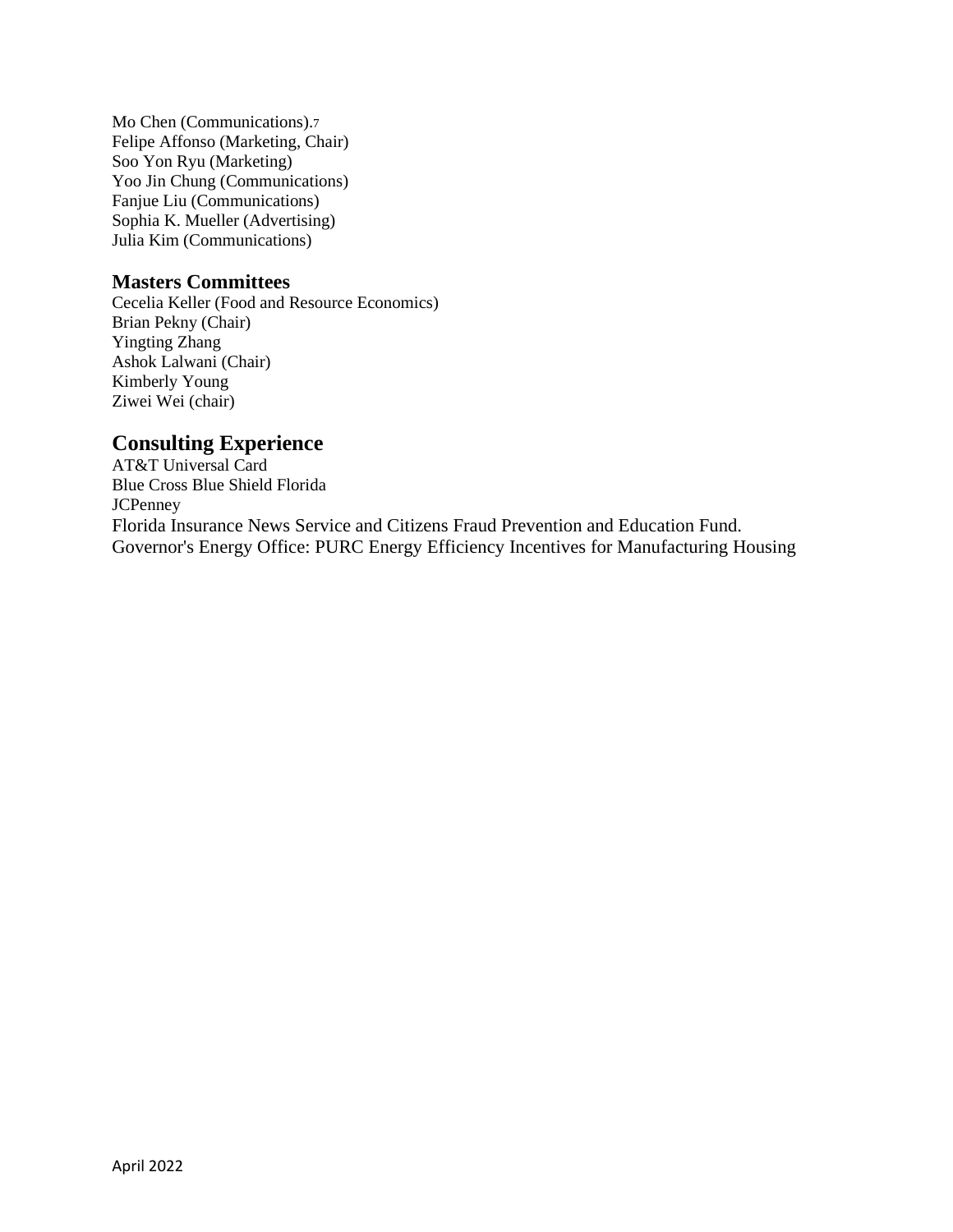Mo Chen (Communications).7
Felipe Affonso (Marketing, Chair)
Soo Yon Ryu (Marketing)
Yoo Jin Chung (Communications)
Fanjue Liu (Communications)
Sophia K. Mueller (Advertising)
Julia Kim (Communications)

### Masters Committees

Cecelia Keller (Food and Resource Economics)
Brian Pekny (Chair)
Yingting Zhang
Ashok Lalwani (Chair)
Kimberly Young
Ziwei Wei (chair)

## Consulting Experience

AT&T Universal Card
Blue Cross Blue Shield Florida
JCPenney
Florida Insurance News Service and Citizens Fraud Prevention and Education Fund.
Governor's Energy Office: PURC Energy Efficiency Incentives for Manufacturing Housing